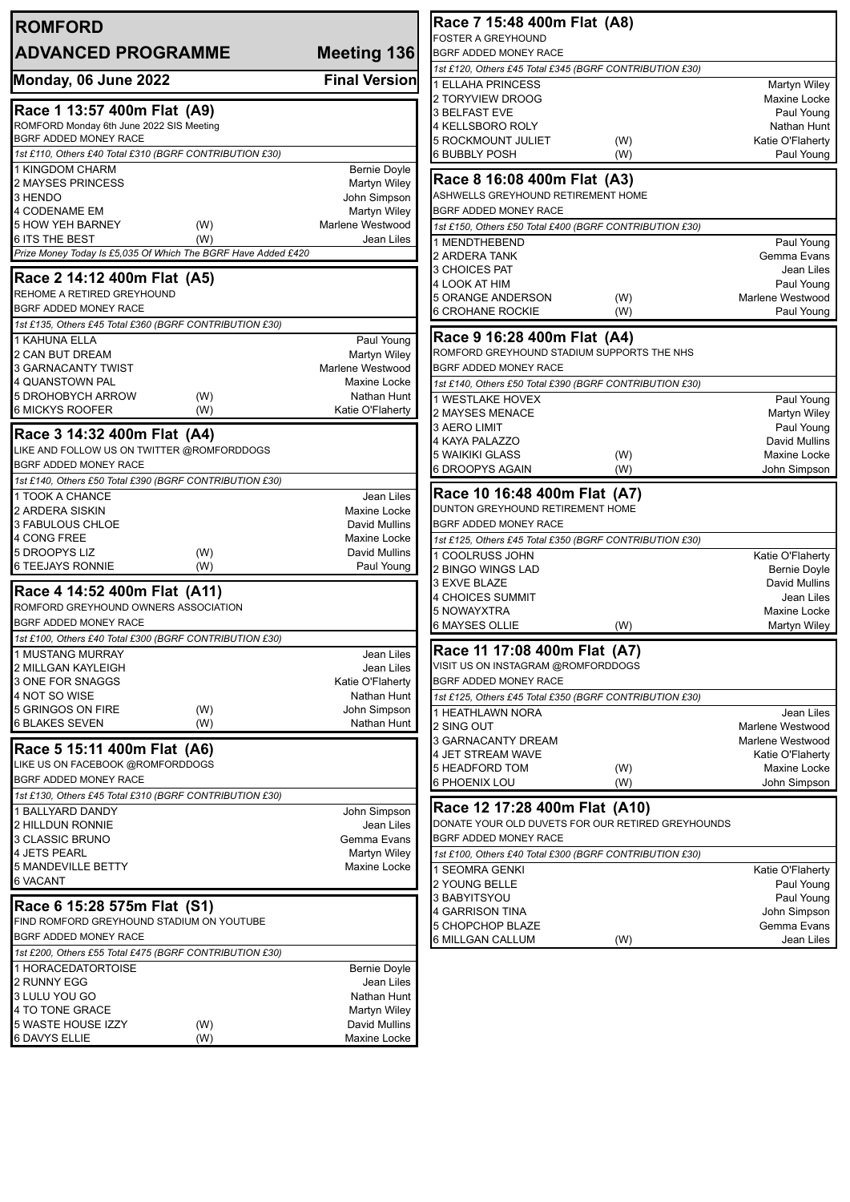# ROMFORD

## ADVANCED PROGRAMME — Meeting 136

**Monday, 06 June 2022** — **Final Version**

### Race 1 13:57 400m Flat (A9)

ROMFORD Monday 6th June 2022 SIS Meeting
BGRF ADDED MONEY RACE

*1st £110, Others £40 Total £310 (BGRF CONTRIBUTION £30)*

| Trap | Greyhound | | Trainer |
|---|---|---|---|
| 1 | KINGDOM CHARM | | Bernie Doyle |
| 2 | MAYSES PRINCESS | | Martyn Wiley |
| 3 | HENDO | | John Simpson |
| 4 | CODENAME EM | | Martyn Wiley |
| 5 | HOW YEH BARNEY | (W) | Marlene Westwood |
| 6 | ITS THE BEST | (W) | Jean Liles |

*Prize Money Today Is £5,035 Of Which The BGRF Have Added £420*

### Race 2 14:12 400m Flat (A5)

REHOME A RETIRED GREYHOUND
BGRF ADDED MONEY RACE

*1st £135, Others £45 Total £360 (BGRF CONTRIBUTION £30)*

| Trap | Greyhound | | Trainer |
|---|---|---|---|
| 1 | KAHUNA ELLA | | Paul Young |
| 2 | CAN BUT DREAM | | Martyn Wiley |
| 3 | GARNACANTY TWIST | | Marlene Westwood |
| 4 | QUANSTOWN PAL | | Maxine Locke |
| 5 | DROHOBYCH ARROW | (W) | Nathan Hunt |
| 6 | MICKYS ROOFER | (W) | Katie O'Flaherty |

### Race 3 14:32 400m Flat (A4)

LIKE AND FOLLOW US ON TWITTER @ROMFORDDOGS
BGRF ADDED MONEY RACE

*1st £140, Others £50 Total £390 (BGRF CONTRIBUTION £30)*

| Trap | Greyhound | | Trainer |
|---|---|---|---|
| 1 | TOOK A CHANCE | | Jean Liles |
| 2 | ARDERA SISKIN | | Maxine Locke |
| 3 | FABULOUS CHLOE | | David Mullins |
| 4 | CONG FREE | | Maxine Locke |
| 5 | DROOPYS LIZ | (W) | David Mullins |
| 6 | TEEJAYS RONNIE | (W) | Paul Young |

### Race 4 14:52 400m Flat (A11)

ROMFORD GREYHOUND OWNERS ASSOCIATION
BGRF ADDED MONEY RACE

*1st £100, Others £40 Total £300 (BGRF CONTRIBUTION £30)*

| Trap | Greyhound | | Trainer |
|---|---|---|---|
| 1 | MUSTANG MURRAY | | Jean Liles |
| 2 | MILLGAN KAYLEIGH | | Jean Liles |
| 3 | ONE FOR SNAGGS | | Katie O'Flaherty |
| 4 | NOT SO WISE | | Nathan Hunt |
| 5 | GRINGOS ON FIRE | (W) | John Simpson |
| 6 | BLAKES SEVEN | (W) | Nathan Hunt |

### Race 5 15:11 400m Flat (A6)

LIKE US ON FACEBOOK @ROMFORDDOGS
BGRF ADDED MONEY RACE

*1st £130, Others £45 Total £310 (BGRF CONTRIBUTION £30)*

| Trap | Greyhound | | Trainer |
|---|---|---|---|
| 1 | BALLYARD DANDY | | John Simpson |
| 2 | HILLDUN RONNIE | | Jean Liles |
| 3 | CLASSIC BRUNO | | Gemma Evans |
| 4 | JETS PEARL | | Martyn Wiley |
| 5 | MANDEVILLE BETTY | | Maxine Locke |
| 6 | VACANT | | |

### Race 6 15:28 575m Flat (S1)

FIND ROMFORD GREYHOUND STADIUM ON YOUTUBE
BGRF ADDED MONEY RACE

*1st £200, Others £55 Total £475 (BGRF CONTRIBUTION £30)*

| Trap | Greyhound | | Trainer |
|---|---|---|---|
| 1 | HORACEDATORTOISE | | Bernie Doyle |
| 2 | RUNNY EGG | | Jean Liles |
| 3 | LULU YOU GO | | Nathan Hunt |
| 4 | TO TONE GRACE | | Martyn Wiley |
| 5 | WASTE HOUSE IZZY | (W) | David Mullins |
| 6 | DAVYS ELLIE | (W) | Maxine Locke |

### Race 7 15:48 400m Flat (A8)

FOSTER A GREYHOUND
BGRF ADDED MONEY RACE

*1st £120, Others £45 Total £345 (BGRF CONTRIBUTION £30)*

| Trap | Greyhound | | Trainer |
|---|---|---|---|
| 1 | ELLAHA PRINCESS | | Martyn Wiley |
| 2 | TORYVIEW DROOG | | Maxine Locke |
| 3 | BELFAST EVE | | Paul Young |
| 4 | KELLSBORO ROLY | | Nathan Hunt |
| 5 | ROCKMOUNT JULIET | (W) | Katie O'Flaherty |
| 6 | BUBBLY POSH | (W) | Paul Young |

### Race 8 16:08 400m Flat (A3)

ASHWELLS GREYHOUND RETIREMENT HOME
BGRF ADDED MONEY RACE

*1st £150, Others £50 Total £400 (BGRF CONTRIBUTION £30)*

| Trap | Greyhound | | Trainer |
|---|---|---|---|
| 1 | MENDTHEBEND | | Paul Young |
| 2 | ARDERA TANK | | Gemma Evans |
| 3 | CHOICES PAT | | Jean Liles |
| 4 | LOOK AT HIM | | Paul Young |
| 5 | ORANGE ANDERSON | (W) | Marlene Westwood |
| 6 | CROHANE ROCKIE | (W) | Paul Young |

### Race 9 16:28 400m Flat (A4)

ROMFORD GREYHOUND STADIUM SUPPORTS THE NHS
BGRF ADDED MONEY RACE

*1st £140, Others £50 Total £390 (BGRF CONTRIBUTION £30)*

| Trap | Greyhound | | Trainer |
|---|---|---|---|
| 1 | WESTLAKE HOVEX | | Paul Young |
| 2 | MAYSES MENACE | | Martyn Wiley |
| 3 | AERO LIMIT | | Paul Young |
| 4 | KAYA PALAZZO | | David Mullins |
| 5 | WAIKIKI GLASS | (W) | Maxine Locke |
| 6 | DROOPYS AGAIN | (W) | John Simpson |

### Race 10 16:48 400m Flat (A7)

DUNTON GREYHOUND RETIREMENT HOME
BGRF ADDED MONEY RACE

*1st £125, Others £45 Total £350 (BGRF CONTRIBUTION £30)*

| Trap | Greyhound | | Trainer |
|---|---|---|---|
| 1 | COOLRUSS JOHN | | Katie O'Flaherty |
| 2 | BINGO WINGS LAD | | Bernie Doyle |
| 3 | EXVE BLAZE | | David Mullins |
| 4 | CHOICES SUMMIT | | Jean Liles |
| 5 | NOWAYXTRA | | Maxine Locke |
| 6 | MAYSES OLLIE | (W) | Martyn Wiley |

### Race 11 17:08 400m Flat (A7)

VISIT US ON INSTAGRAM @ROMFORDDOGS
BGRF ADDED MONEY RACE

*1st £125, Others £45 Total £350 (BGRF CONTRIBUTION £30)*

| Trap | Greyhound | | Trainer |
|---|---|---|---|
| 1 | HEATHLAWN NORA | | Jean Liles |
| 2 | SING OUT | | Marlene Westwood |
| 3 | GARNACANTY DREAM | | Marlene Westwood |
| 4 | JET STREAM WAVE | | Katie O'Flaherty |
| 5 | HEADFORD TOM | (W) | Maxine Locke |
| 6 | PHOENIX LOU | (W) | John Simpson |

### Race 12 17:28 400m Flat (A10)

DONATE YOUR OLD DUVETS FOR OUR RETIRED GREYHOUNDS
BGRF ADDED MONEY RACE

*1st £100, Others £40 Total £300 (BGRF CONTRIBUTION £30)*

| Trap | Greyhound | | Trainer |
|---|---|---|---|
| 1 | SEOMRA GENKI | | Katie O'Flaherty |
| 2 | YOUNG BELLE | | Paul Young |
| 3 | BABYITSYOU | | Paul Young |
| 4 | GARRISON TINA | | John Simpson |
| 5 | CHOPCHOP BLAZE | | Gemma Evans |
| 6 | MILLGAN CALLUM | (W) | Jean Liles |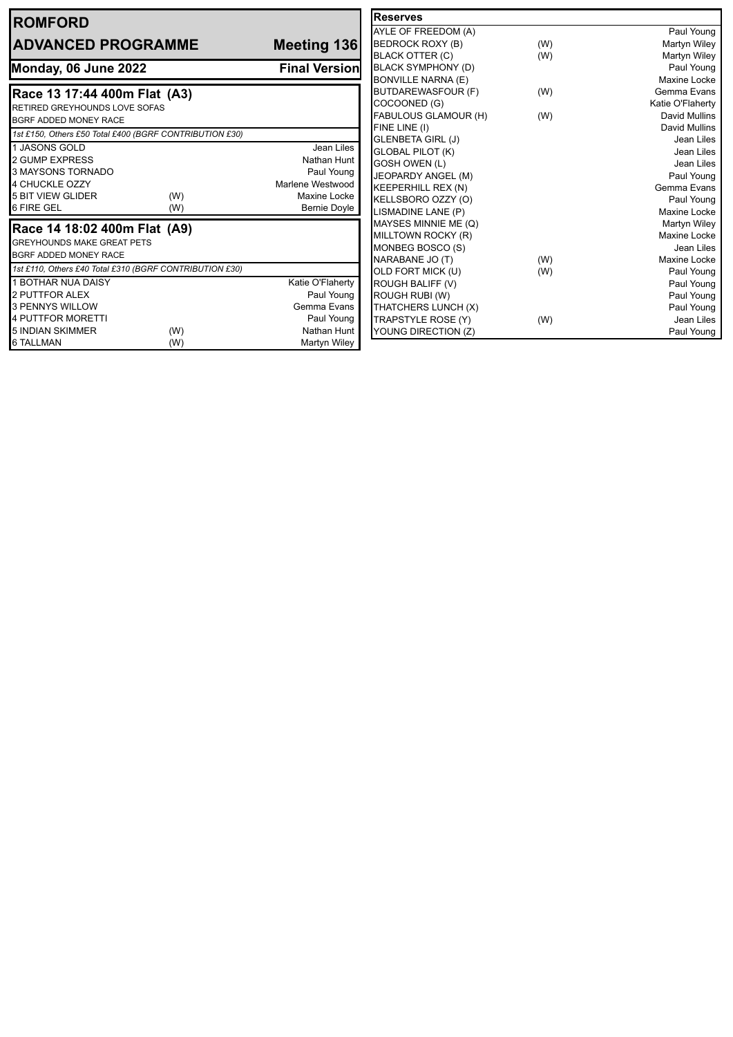# ROMFORD

## ADVANCED PROGRAMME — Meeting 136

**Monday, 06 June 2022** — **Final Version**

## Race 13 17:44 400m Flat (A3)

RETIRED GREYHOUNDS LOVE SOFAS

BGRF ADDED MONEY RACE

*1st £150, Others £50 Total £400 (BGRF CONTRIBUTION £30)*

| | | |
|---|---|---|
| 1 JASONS GOLD | | Jean Liles |
| 2 GUMP EXPRESS | | Nathan Hunt |
| 3 MAYSONS TORNADO | | Paul Young |
| 4 CHUCKLE OZZY | | Marlene Westwood |
| 5 BIT VIEW GLIDER | (W) | Maxine Locke |
| 6 FIRE GEL | (W) | Bernie Doyle |

## Race 14 18:02 400m Flat (A9)

GREYHOUNDS MAKE GREAT PETS

BGRF ADDED MONEY RACE

*1st £110, Others £40 Total £310 (BGRF CONTRIBUTION £30)*

| | | |
|---|---|---|
| 1 BOTHAR NUA DAISY | | Katie O'Flaherty |
| 2 PUTTFOR ALEX | | Paul Young |
| 3 PENNYS WILLOW | | Gemma Evans |
| 4 PUTTFOR MORETTI | | Paul Young |
| 5 INDIAN SKIMMER | (W) | Nathan Hunt |
| 6 TALLMAN | (W) | Martyn Wiley |

## Reserves

| | | |
|---|---|---|
| AYLE OF FREEDOM (A) | | Paul Young |
| BEDROCK ROXY (B) | (W) | Martyn Wiley |
| BLACK OTTER (C) | (W) | Martyn Wiley |
| BLACK SYMPHONY (D) | | Paul Young |
| BONVILLE NARNA (E) | | Maxine Locke |
| BUTDAREWASFOUR (F) | (W) | Gemma Evans |
| COCOONED (G) | | Katie O'Flaherty |
| FABULOUS GLAMOUR (H) | (W) | David Mullins |
| FINE LINE (I) | | David Mullins |
| GLENBETA GIRL (J) | | Jean Liles |
| GLOBAL PILOT (K) | | Jean Liles |
| GOSH OWEN (L) | | Jean Liles |
| JEOPARDY ANGEL (M) | | Paul Young |
| KEEPERHILL REX (N) | | Gemma Evans |
| KELLSBORO OZZY (O) | | Paul Young |
| LISMADINE LANE (P) | | Maxine Locke |
| MAYSES MINNIE ME (Q) | | Martyn Wiley |
| MILLTOWN ROCKY (R) | | Maxine Locke |
| MONBEG BOSCO (S) | | Jean Liles |
| NARABANE JO (T) | (W) | Maxine Locke |
| OLD FORT MICK (U) | (W) | Paul Young |
| ROUGH BALIFF (V) | | Paul Young |
| ROUGH RUBI (W) | | Paul Young |
| THATCHERS LUNCH (X) | | Paul Young |
| TRAPSTYLE ROSE (Y) | (W) | Jean Liles |
| YOUNG DIRECTION (Z) | | Paul Young |